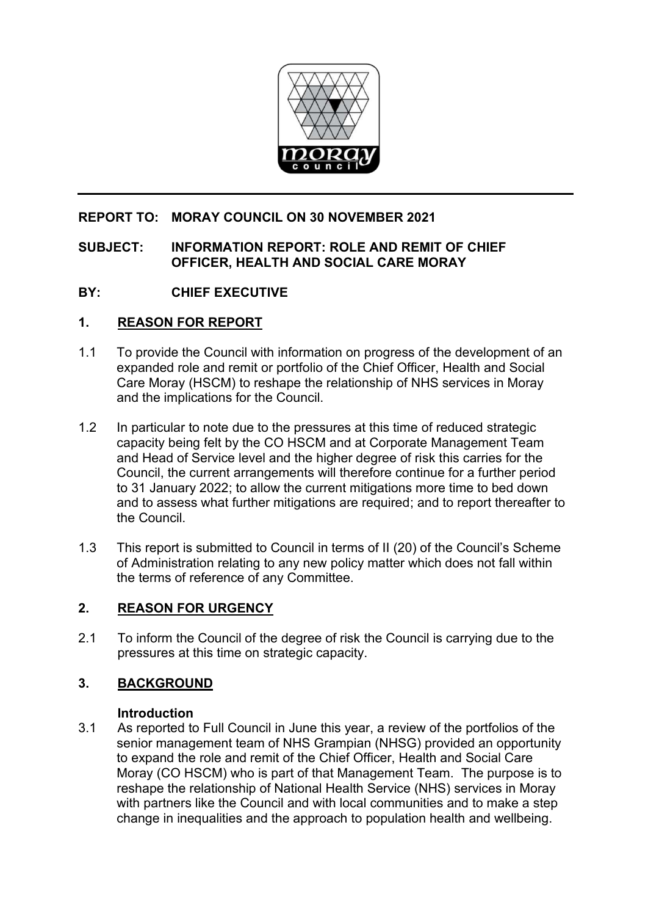**REPORT TO: MORAY COUNCIL ON 30 NOVEMBER 2021**

**SUBJECT: INFORMATION REPORT: ROLE AND REMIT OF CHIEF OFFICER, HEALTH AND SOCIAL CARE MORAY**

**BY: CHIEF EXECUTIVE**

## 1. REASON FOR REPORT

1.1 To provide the Council with information on progress of the development of an expanded role and remit or portfolio of the Chief Officer, Health and Social Care Moray (HSCM) to reshape the relationship of NHS services in Moray and the implications for the Council.

1.2 In particular to note due to the pressures at this time of reduced strategic capacity being felt by the CO HSCM and at Corporate Management Team and Head of Service level and the higher degree of risk this carries for the Council, the current arrangements will therefore continue for a further period to 31 January 2022; to allow the current mitigations more time to bed down and to assess what further mitigations are required; and to report thereafter to the Council.

1.3 This report is submitted to Council in terms of II (20) of the Council's Scheme of Administration relating to any new policy matter which does not fall within the terms of reference of any Committee.

## 2. REASON FOR URGENCY

2.1 To inform the Council of the degree of risk the Council is carrying due to the pressures at this time on strategic capacity.

## 3. BACKGROUND

### Introduction

3.1 As reported to Full Council in June this year, a review of the portfolios of the senior management team of NHS Grampian (NHSG) provided an opportunity to expand the role and remit of the Chief Officer, Health and Social Care Moray (CO HSCM) who is part of that Management Team. The purpose is to reshape the relationship of National Health Service (NHS) services in Moray with partners like the Council and with local communities and to make a step change in inequalities and the approach to population health and wellbeing.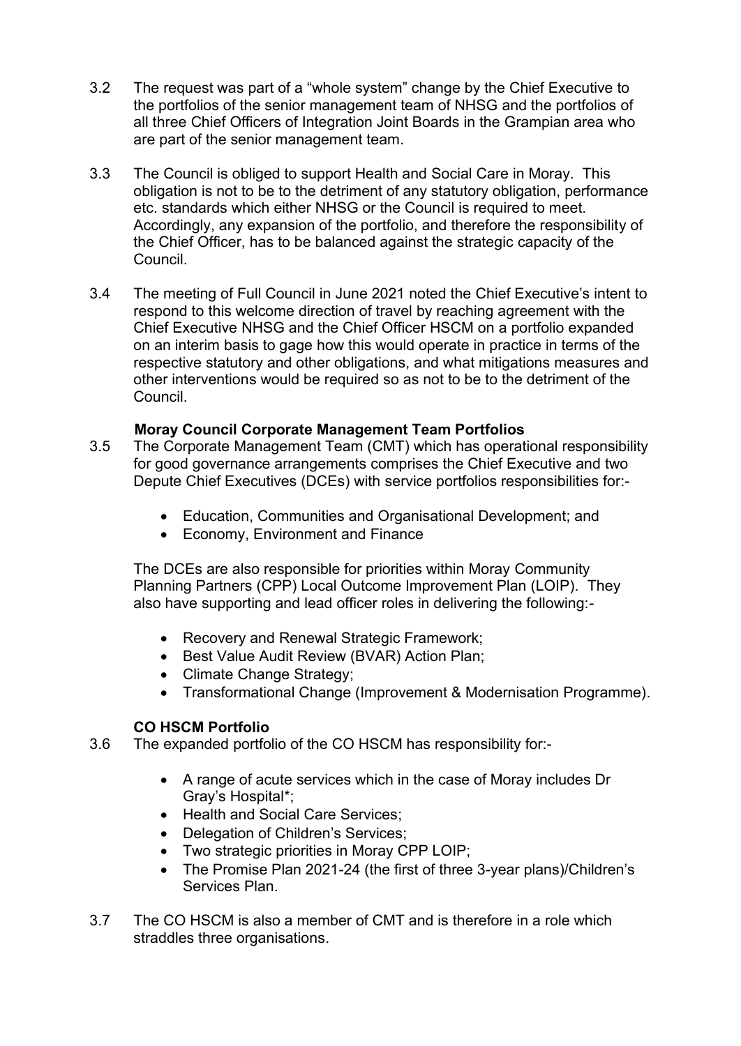3.2 The request was part of a "whole system" change by the Chief Executive to the portfolios of the senior management team of NHSG and the portfolios of all three Chief Officers of Integration Joint Boards in the Grampian area who are part of the senior management team.

3.3 The Council is obliged to support Health and Social Care in Moray. This obligation is not to be to the detriment of any statutory obligation, performance etc. standards which either NHSG or the Council is required to meet. Accordingly, any expansion of the portfolio, and therefore the responsibility of the Chief Officer, has to be balanced against the strategic capacity of the Council.

3.4 The meeting of Full Council in June 2021 noted the Chief Executive's intent to respond to this welcome direction of travel by reaching agreement with the Chief Executive NHSG and the Chief Officer HSCM on a portfolio expanded on an interim basis to gage how this would operate in practice in terms of the respective statutory and other obligations, and what mitigations measures and other interventions would be required so as not to be to the detriment of the Council.

**Moray Council Corporate Management Team Portfolios**

3.5 The Corporate Management Team (CMT) which has operational responsibility for good governance arrangements comprises the Chief Executive and two Depute Chief Executives (DCEs) with service portfolios responsibilities for:-

- Education, Communities and Organisational Development; and
- Economy, Environment and Finance

The DCEs are also responsible for priorities within Moray Community Planning Partners (CPP) Local Outcome Improvement Plan (LOIP). They also have supporting and lead officer roles in delivering the following:-

- Recovery and Renewal Strategic Framework;
- Best Value Audit Review (BVAR) Action Plan;
- Climate Change Strategy;
- Transformational Change (Improvement & Modernisation Programme).

**CO HSCM Portfolio**

3.6 The expanded portfolio of the CO HSCM has responsibility for:-

- A range of acute services which in the case of Moray includes Dr Gray's Hospital*;
- Health and Social Care Services;
- Delegation of Children's Services;
- Two strategic priorities in Moray CPP LOIP;
- The Promise Plan 2021-24 (the first of three 3-year plans)/Children's Services Plan.

3.7 The CO HSCM is also a member of CMT and is therefore in a role which straddles three organisations.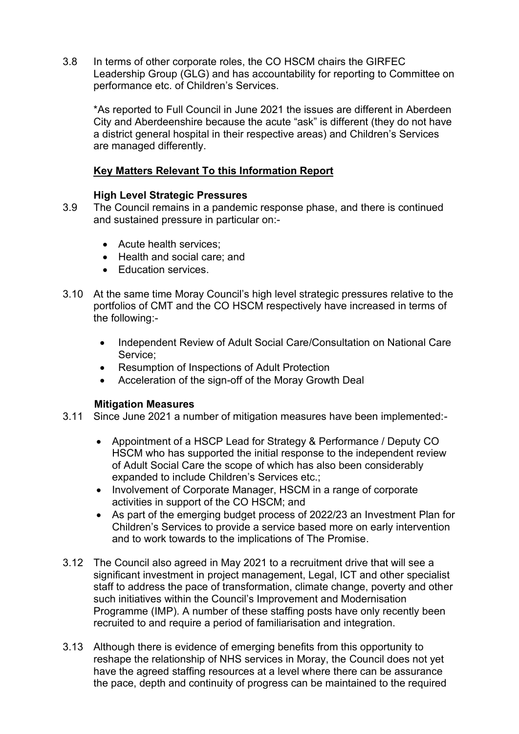3.8 In terms of other corporate roles, the CO HSCM chairs the GIRFEC Leadership Group (GLG) and has accountability for reporting to Committee on performance etc. of Children's Services.

*As reported to Full Council in June 2021 the issues are different in Aberdeen City and Aberdeenshire because the acute "ask" is different (they do not have a district general hospital in their respective areas) and Children's Services are managed differently.

**Key Matters Relevant To this Information Report**

**High Level Strategic Pressures**

3.9 The Council remains in a pandemic response phase, and there is continued and sustained pressure in particular on:-

- Acute health services;
- Health and social care; and
- Education services.

3.10 At the same time Moray Council's high level strategic pressures relative to the portfolios of CMT and the CO HSCM respectively have increased in terms of the following:-

- Independent Review of Adult Social Care/Consultation on National Care Service;
- Resumption of Inspections of Adult Protection
- Acceleration of the sign-off of the Moray Growth Deal

**Mitigation Measures**

3.11 Since June 2021 a number of mitigation measures have been implemented:-

- Appointment of a HSCP Lead for Strategy & Performance / Deputy CO HSCM who has supported the initial response to the independent review of Adult Social Care the scope of which has also been considerably expanded to include Children's Services etc.;
- Involvement of Corporate Manager, HSCM in a range of corporate activities in support of the CO HSCM; and
- As part of the emerging budget process of 2022/23 an Investment Plan for Children's Services to provide a service based more on early intervention and to work towards to the implications of The Promise.

3.12 The Council also agreed in May 2021 to a recruitment drive that will see a significant investment in project management, Legal, ICT and other specialist staff to address the pace of transformation, climate change, poverty and other such initiatives within the Council's Improvement and Modernisation Programme (IMP). A number of these staffing posts have only recently been recruited to and require a period of familiarisation and integration.

3.13 Although there is evidence of emerging benefits from this opportunity to reshape the relationship of NHS services in Moray, the Council does not yet have the agreed staffing resources at a level where there can be assurance the pace, depth and continuity of progress can be maintained to the required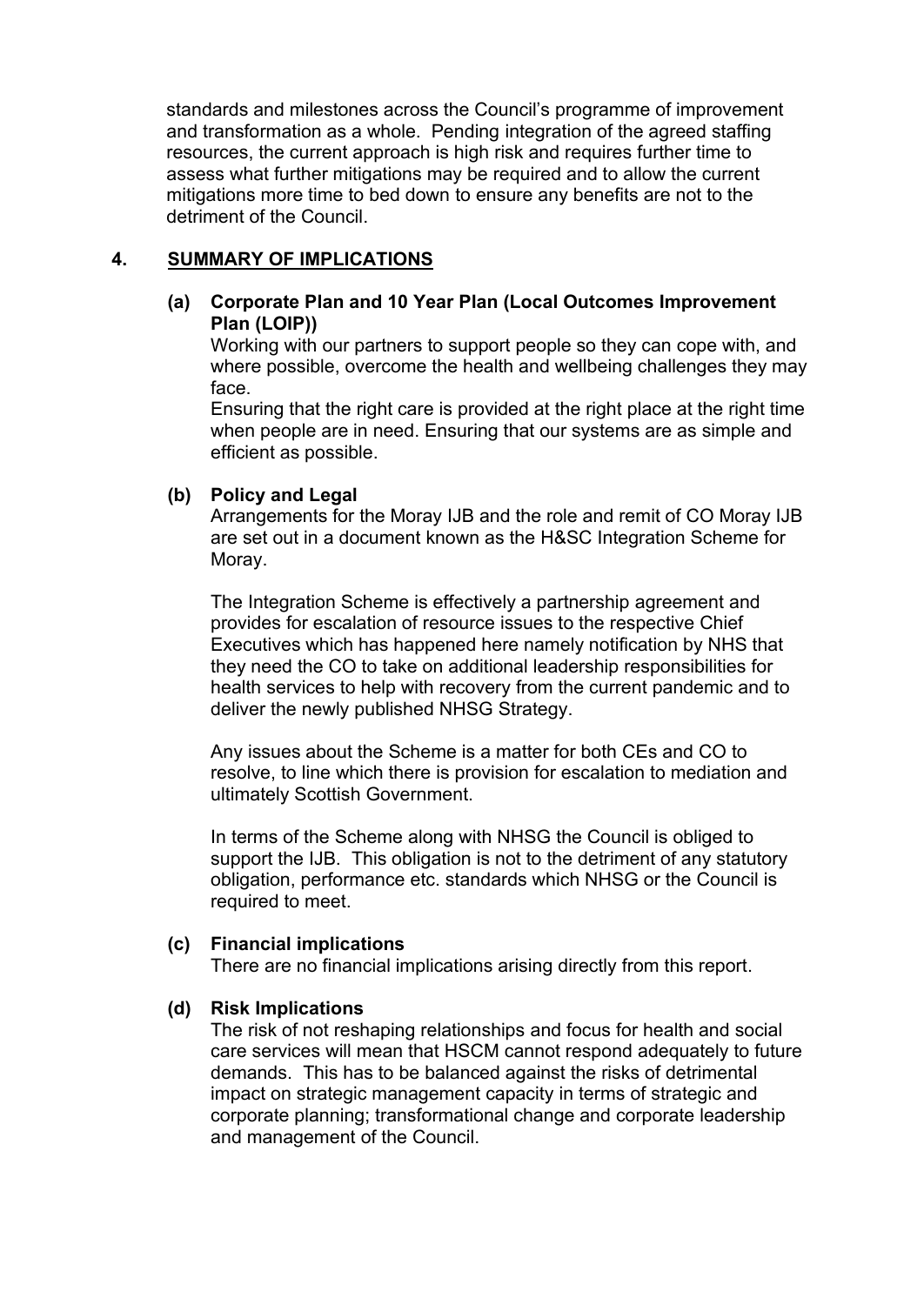standards and milestones across the Council's programme of improvement and transformation as a whole. Pending integration of the agreed staffing resources, the current approach is high risk and requires further time to assess what further mitigations may be required and to allow the current mitigations more time to bed down to ensure any benefits are not to the detriment of the Council.

## 4. SUMMARY OF IMPLICATIONS

**(a) Corporate Plan and 10 Year Plan (Local Outcomes Improvement Plan (LOIP))**

Working with our partners to support people so they can cope with, and where possible, overcome the health and wellbeing challenges they may face.

Ensuring that the right care is provided at the right place at the right time when people are in need. Ensuring that our systems are as simple and efficient as possible.

**(b) Policy and Legal**

Arrangements for the Moray IJB and the role and remit of CO Moray IJB are set out in a document known as the H&SC Integration Scheme for Moray.

The Integration Scheme is effectively a partnership agreement and provides for escalation of resource issues to the respective Chief Executives which has happened here namely notification by NHS that they need the CO to take on additional leadership responsibilities for health services to help with recovery from the current pandemic and to deliver the newly published NHSG Strategy.

Any issues about the Scheme is a matter for both CEs and CO to resolve, to line which there is provision for escalation to mediation and ultimately Scottish Government.

In terms of the Scheme along with NHSG the Council is obliged to support the IJB. This obligation is not to the detriment of any statutory obligation, performance etc. standards which NHSG or the Council is required to meet.

**(c) Financial implications**

There are no financial implications arising directly from this report.

**(d) Risk Implications**

The risk of not reshaping relationships and focus for health and social care services will mean that HSCM cannot respond adequately to future demands. This has to be balanced against the risks of detrimental impact on strategic management capacity in terms of strategic and corporate planning; transformational change and corporate leadership and management of the Council.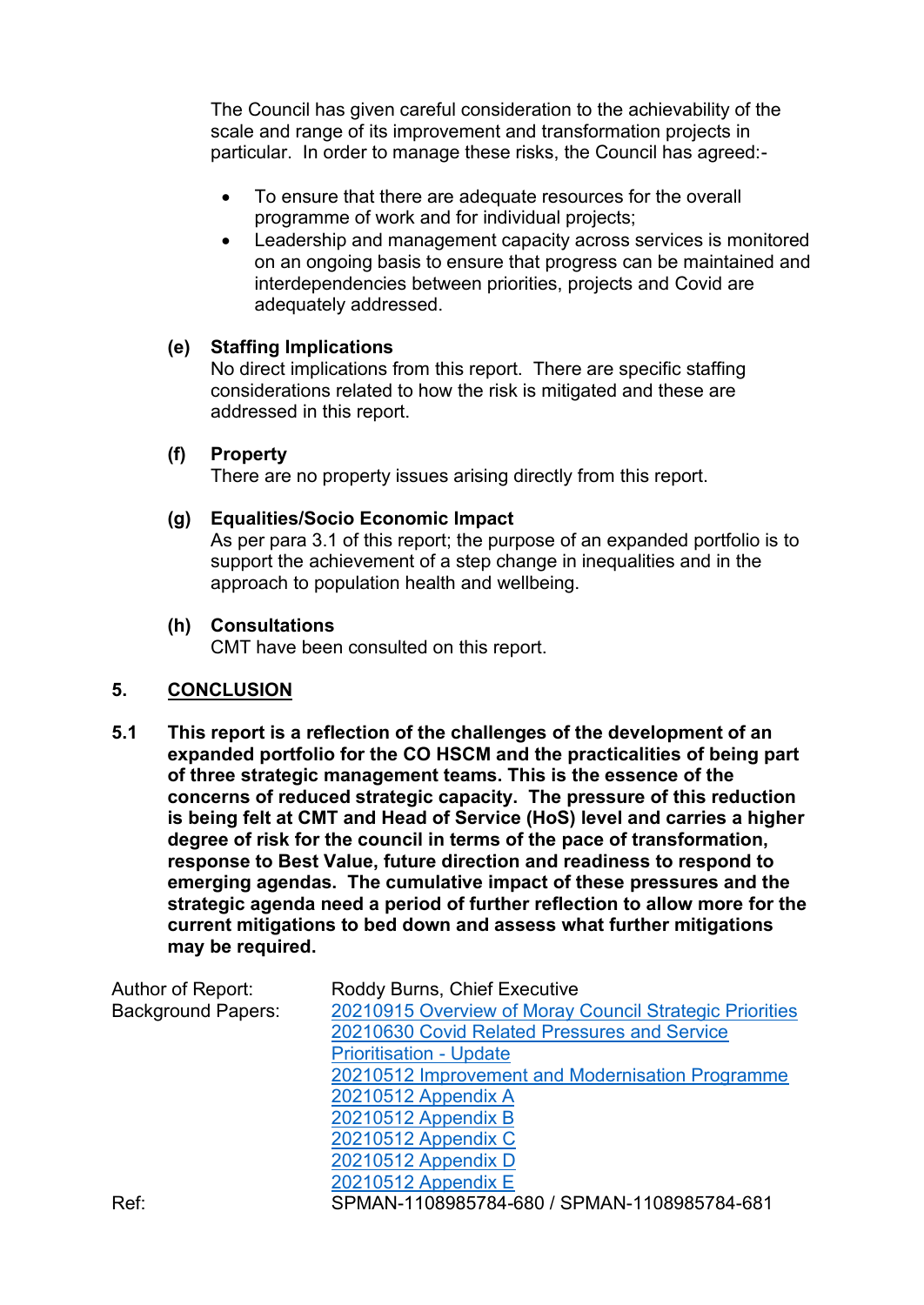The Council has given careful consideration to the achievability of the scale and range of its improvement and transformation projects in particular. In order to manage these risks, the Council has agreed:-

- To ensure that there are adequate resources for the overall programme of work and for individual projects;
- Leadership and management capacity across services is monitored on an ongoing basis to ensure that progress can be maintained and interdependencies between priorities, projects and Covid are adequately addressed.

**(e) Staffing Implications**

No direct implications from this report. There are specific staffing considerations related to how the risk is mitigated and these are addressed in this report.

**(f) Property**

There are no property issues arising directly from this report.

**(g) Equalities/Socio Economic Impact**

As per para 3.1 of this report; the purpose of an expanded portfolio is to support the achievement of a step change in inequalities and in the approach to population health and wellbeing.

**(h) Consultations**

CMT have been consulted on this report.

## 5. CONCLUSION

**5.1 This report is a reflection of the challenges of the development of an expanded portfolio for the CO HSCM and the practicalities of being part of three strategic management teams. This is the essence of the concerns of reduced strategic capacity. The pressure of this reduction is being felt at CMT and Head of Service (HoS) level and carries a higher degree of risk for the council in terms of the pace of transformation, response to Best Value, future direction and readiness to respond to emerging agendas. The cumulative impact of these pressures and the strategic agenda need a period of further reflection to allow more for the current mitigations to bed down and assess what further mitigations may be required.**

| | |
|---|---|
| Author of Report: | Roddy Burns, Chief Executive |
| Background Papers: | 20210915 Overview of Moray Council Strategic Priorities<br>20210630 Covid Related Pressures and Service Prioritisation - Update<br>20210512 Improvement and Modernisation Programme<br>20210512 Appendix A<br>20210512 Appendix B<br>20210512 Appendix C<br>20210512 Appendix D<br>20210512 Appendix E |
| Ref: | SPMAN-1108985784-680 / SPMAN-1108985784-681 |